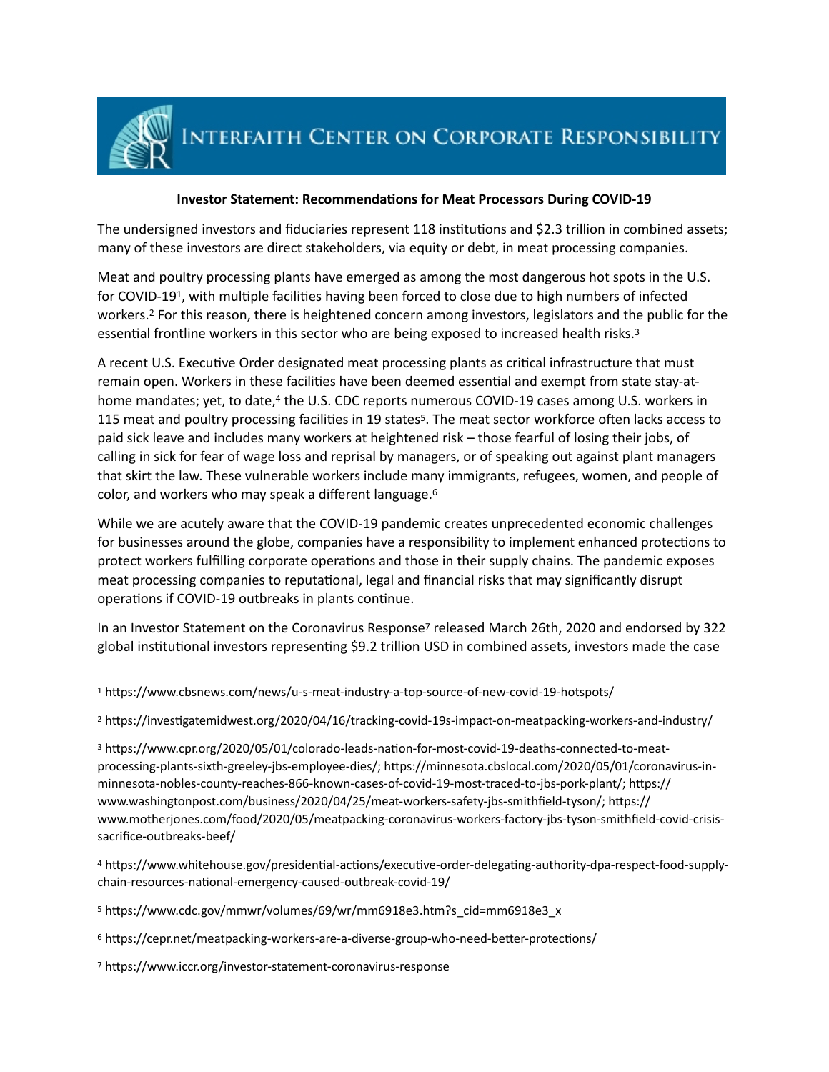INTERFAITH CENTER ON CORPORATE RESPONSIBILITY

**Investor Statement: Recommendations for Meat Processors During COVID-19**

The undersigned investors and fiduciaries represent 118 institutions and $2.3 trillion in combined assets; many of these investors are direct stakeholders, via equity or debt, in meat processing companies.

Meat and poultry processing plants have emerged as among the most dangerous hot spots in the U.S. for COVID-19[1], with multiple facilities having been forced to close due to high numbers of infected workers.[2] For this reason, there is heightened concern among investors, legislators and the public for the essential frontline workers in this sector who are being exposed to increased health risks.[3]

A recent U.S. Executive Order designated meat processing plants as critical infrastructure that must remain open. Workers in these facilities have been deemed essential and exempt from state stay-at-home mandates; yet, to date,[4] the U.S. CDC reports numerous COVID-19 cases among U.S. workers in 115 meat and poultry processing facilities in 19 states[5]. The meat sector workforce often lacks access to paid sick leave and includes many workers at heightened risk – those fearful of losing their jobs, of calling in sick for fear of wage loss and reprisal by managers, or of speaking out against plant managers that skirt the law. These vulnerable workers include many immigrants, refugees, women, and people of color, and workers who may speak a different language.[6]

While we are acutely aware that the COVID-19 pandemic creates unprecedented economic challenges for businesses around the globe, companies have a responsibility to implement enhanced protections to protect workers fulfilling corporate operations and those in their supply chains. The pandemic exposes meat processing companies to reputational, legal and financial risks that may significantly disrupt operations if COVID-19 outbreaks in plants continue.

In an Investor Statement on the Coronavirus Response[7] released March 26th, 2020 and endorsed by 322 global institutional investors representing $9.2 trillion USD in combined assets, investors made the case

---

[1] https://www.cbsnews.com/news/u-s-meat-industry-a-top-source-of-new-covid-19-hotspots/

[2] https://investigatemidwest.org/2020/04/16/tracking-covid-19s-impact-on-meatpacking-workers-and-industry/

[3] https://www.cpr.org/2020/05/01/colorado-leads-nation-for-most-covid-19-deaths-connected-to-meat-processing-plants-sixth-greeley-jbs-employee-dies/; https://minnesota.cbslocal.com/2020/05/01/coronavirus-in-minnesota-nobles-county-reaches-866-known-cases-of-covid-19-most-traced-to-jbs-pork-plant/; https://www.washingtonpost.com/business/2020/04/25/meat-workers-safety-jbs-smithfield-tyson/; https://www.motherjones.com/food/2020/05/meatpacking-coronavirus-workers-factory-jbs-tyson-smithfield-covid-crisis-sacrifice-outbreaks-beef/

[4] https://www.whitehouse.gov/presidential-actions/executive-order-delegating-authority-dpa-respect-food-supply-chain-resources-national-emergency-caused-outbreak-covid-19/

[5] https://www.cdc.gov/mmwr/volumes/69/wr/mm6918e3.htm?s_cid=mm6918e3_x

[6] https://cepr.net/meatpacking-workers-are-a-diverse-group-who-need-better-protections/

[7] https://www.iccr.org/investor-statement-coronavirus-response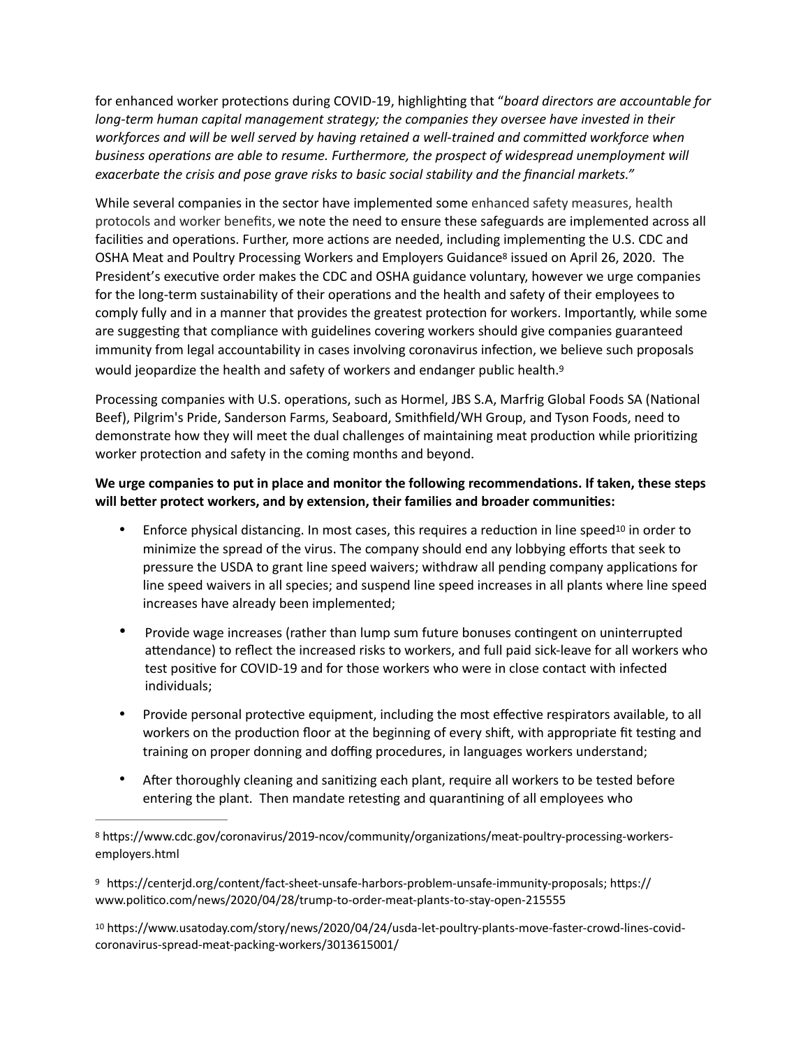for enhanced worker protections during COVID-19, highlighting that "*board directors are accountable for long-term human capital management strategy; the companies they oversee have invested in their workforces and will be well served by having retained a well-trained and committed workforce when business operations are able to resume. Furthermore, the prospect of widespread unemployment will exacerbate the crisis and pose grave risks to basic social stability and the financial markets."*

While several companies in the sector have implemented some enhanced safety measures, health protocols and worker benefits, we note the need to ensure these safeguards are implemented across all facilities and operations. Further, more actions are needed, including implementing the U.S. CDC and OSHA Meat and Poultry Processing Workers and Employers Guidance[8] issued on April 26, 2020. The President's executive order makes the CDC and OSHA guidance voluntary, however we urge companies for the long-term sustainability of their operations and the health and safety of their employees to comply fully and in a manner that provides the greatest protection for workers. Importantly, while some are suggesting that compliance with guidelines covering workers should give companies guaranteed immunity from legal accountability in cases involving coronavirus infection, we believe such proposals would jeopardize the health and safety of workers and endanger public health.[9]

Processing companies with U.S. operations, such as Hormel, JBS S.A, Marfrig Global Foods SA (National Beef), Pilgrim's Pride, Sanderson Farms, Seaboard, Smithfield/WH Group, and Tyson Foods, need to demonstrate how they will meet the dual challenges of maintaining meat production while prioritizing worker protection and safety in the coming months and beyond.

**We urge companies to put in place and monitor the following recommendations. If taken, these steps will better protect workers, and by extension, their families and broader communities:**

- Enforce physical distancing. In most cases, this requires a reduction in line speed[10] in order to minimize the spread of the virus. The company should end any lobbying efforts that seek to pressure the USDA to grant line speed waivers; withdraw all pending company applications for line speed waivers in all species; and suspend line speed increases in all plants where line speed increases have already been implemented;
- Provide wage increases (rather than lump sum future bonuses contingent on uninterrupted attendance) to reflect the increased risks to workers, and full paid sick-leave for all workers who test positive for COVID-19 and for those workers who were in close contact with infected individuals;
- Provide personal protective equipment, including the most effective respirators available, to all workers on the production floor at the beginning of every shift, with appropriate fit testing and training on proper donning and doffing procedures, in languages workers understand;
- After thoroughly cleaning and sanitizing each plant, require all workers to be tested before entering the plant. Then mandate retesting and quarantining of all employees who

---

[8] https://www.cdc.gov/coronavirus/2019-ncov/community/organizations/meat-poultry-processing-workers-employers.html

[9] https://centerjd.org/content/fact-sheet-unsafe-harbors-problem-unsafe-immunity-proposals; https://www.politico.com/news/2020/04/28/trump-to-order-meat-plants-to-stay-open-215555

[10] https://www.usatoday.com/story/news/2020/04/24/usda-let-poultry-plants-move-faster-crowd-lines-covid-coronavirus-spread-meat-packing-workers/3013615001/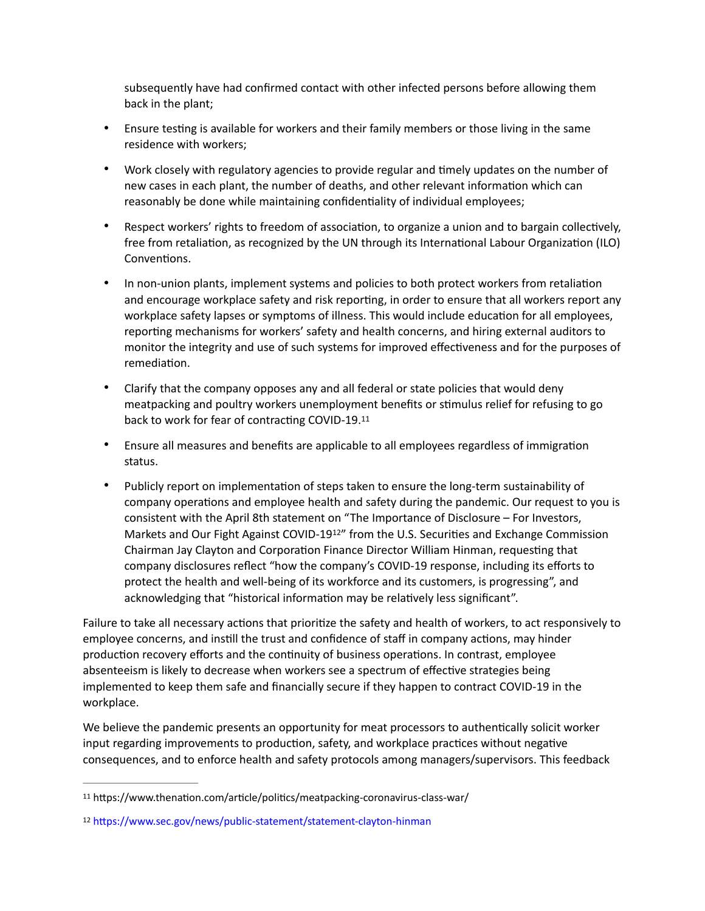subsequently have had confirmed contact with other infected persons before allowing them back in the plant;

- Ensure testing is available for workers and their family members or those living in the same residence with workers;
- Work closely with regulatory agencies to provide regular and timely updates on the number of new cases in each plant, the number of deaths, and other relevant information which can reasonably be done while maintaining confidentiality of individual employees;
- Respect workers' rights to freedom of association, to organize a union and to bargain collectively, free from retaliation, as recognized by the UN through its International Labour Organization (ILO) Conventions.
- In non-union plants, implement systems and policies to both protect workers from retaliation and encourage workplace safety and risk reporting, in order to ensure that all workers report any workplace safety lapses or symptoms of illness. This would include education for all employees, reporting mechanisms for workers' safety and health concerns, and hiring external auditors to monitor the integrity and use of such systems for improved effectiveness and for the purposes of remediation.
- Clarify that the company opposes any and all federal or state policies that would deny meatpacking and poultry workers unemployment benefits or stimulus relief for refusing to go back to work for fear of contracting COVID-19.[11]
- Ensure all measures and benefits are applicable to all employees regardless of immigration status.
- Publicly report on implementation of steps taken to ensure the long-term sustainability of company operations and employee health and safety during the pandemic. Our request to you is consistent with the April 8th statement on "The Importance of Disclosure – For Investors, Markets and Our Fight Against COVID-19[12]" from the U.S. Securities and Exchange Commission Chairman Jay Clayton and Corporation Finance Director William Hinman, requesting that company disclosures reflect "how the company's COVID-19 response, including its efforts to protect the health and well-being of its workforce and its customers, is progressing", and acknowledging that "historical information may be relatively less significant".

Failure to take all necessary actions that prioritize the safety and health of workers, to act responsively to employee concerns, and instill the trust and confidence of staff in company actions, may hinder production recovery efforts and the continuity of business operations. In contrast, employee absenteeism is likely to decrease when workers see a spectrum of effective strategies being implemented to keep them safe and financially secure if they happen to contract COVID-19 in the workplace.

We believe the pandemic presents an opportunity for meat processors to authentically solicit worker input regarding improvements to production, safety, and workplace practices without negative consequences, and to enforce health and safety protocols among managers/supervisors. This feedback

---

[11] https://www.thenation.com/article/politics/meatpacking-coronavirus-class-war/

[12] https://www.sec.gov/news/public-statement/statement-clayton-hinman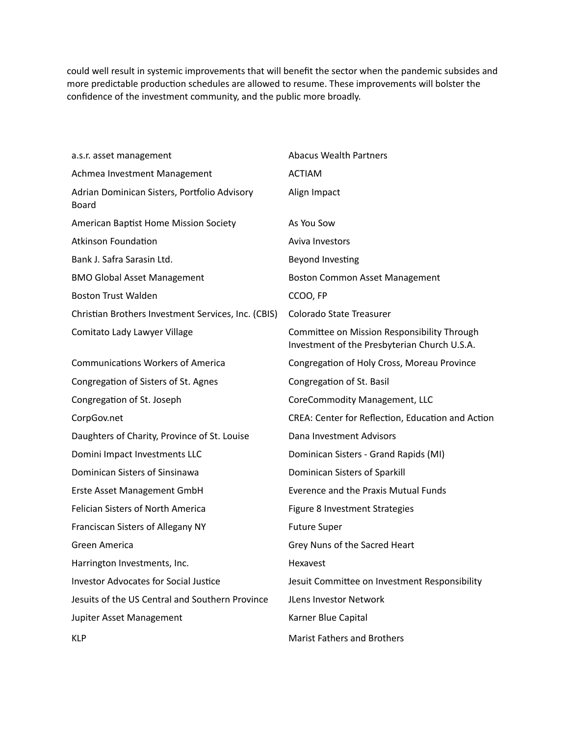could well result in systemic improvements that will benefit the sector when the pandemic subsides and more predictable production schedules are allowed to resume. These improvements will bolster the confidence of the investment community, and the public more broadly.

a.s.r. asset management

Abacus Wealth Partners

Achmea Investment Management

ACTIAM

Adrian Dominican Sisters, Portfolio Advisory Board

Align Impact

American Baptist Home Mission Society

As You Sow

Atkinson Foundation

Aviva Investors

Bank J. Safra Sarasin Ltd.

Beyond Investing

BMO Global Asset Management

Boston Common Asset Management

Boston Trust Walden

CCOO, FP

Christian Brothers Investment Services, Inc. (CBIS)

Colorado State Treasurer

Comitato Lady Lawyer Village

Committee on Mission Responsibility Through Investment of the Presbyterian Church U.S.A.

Communications Workers of America

Congregation of Holy Cross, Moreau Province

Congregation of Sisters of St. Agnes

Congregation of St. Basil

Congregation of St. Joseph

CoreCommodity Management, LLC

CorpGov.net

CREA: Center for Reflection, Education and Action

Daughters of Charity, Province of St. Louise

Dana Investment Advisors

Domini Impact Investments LLC

Dominican Sisters - Grand Rapids (MI)

Dominican Sisters of Sinsinawa

Dominican Sisters of Sparkill

Erste Asset Management GmbH

Everence and the Praxis Mutual Funds

Felician Sisters of North America

Figure 8 Investment Strategies

Franciscan Sisters of Allegany NY

Future Super

Green America

Grey Nuns of the Sacred Heart

Harrington Investments, Inc.

Hexavest

Investor Advocates for Social Justice

Jesuit Committee on Investment Responsibility

Jesuits of the US Central and Southern Province

JLens Investor Network

Jupiter Asset Management

Karner Blue Capital

KLP

Marist Fathers and Brothers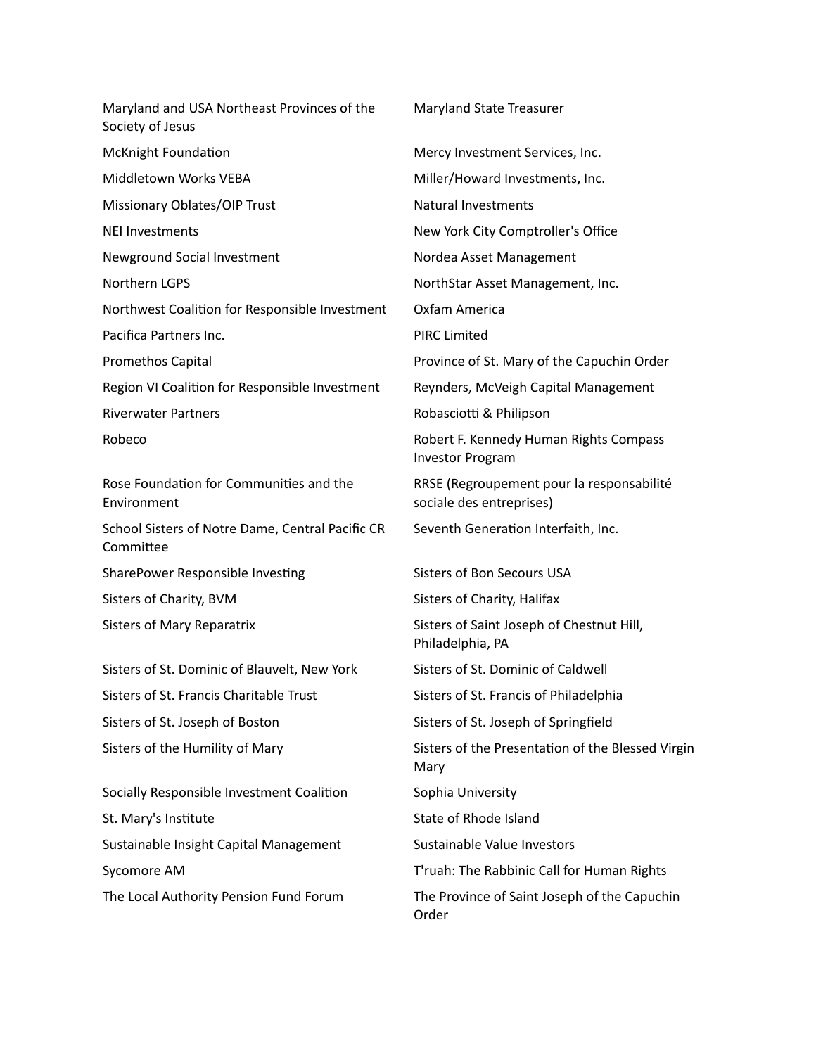Maryland and USA Northeast Provinces of the Society of Jesus

Maryland State Treasurer

McKnight Foundation

Mercy Investment Services, Inc.

Middletown Works VEBA

Miller/Howard Investments, Inc.

Missionary Oblates/OIP Trust

Natural Investments

NEI Investments

New York City Comptroller's Office

Newground Social Investment

Nordea Asset Management

Northern LGPS

NorthStar Asset Management, Inc.

Northwest Coalition for Responsible Investment

Oxfam America

Pacifica Partners Inc.

PIRC Limited

Promethos Capital

Province of St. Mary of the Capuchin Order

Region VI Coalition for Responsible Investment

Reynders, McVeigh Capital Management

Riverwater Partners

Robasciotti & Philipson

Robeco

Robert F. Kennedy Human Rights Compass Investor Program

Rose Foundation for Communities and the Environment

RRSE (Regroupement pour la responsabilité sociale des entreprises)

School Sisters of Notre Dame, Central Pacific CR Committee

Seventh Generation Interfaith, Inc.

SharePower Responsible Investing

Sisters of Bon Secours USA

Sisters of Charity, BVM

Sisters of Charity, Halifax

Sisters of Mary Reparatrix

Sisters of Saint Joseph of Chestnut Hill, Philadelphia, PA

Sisters of St. Dominic of Blauvelt, New York

Sisters of St. Dominic of Caldwell

Sisters of St. Francis Charitable Trust

Sisters of St. Francis of Philadelphia

Sisters of St. Joseph of Boston

Sisters of St. Joseph of Springfield

Sisters of the Humility of Mary

Sisters of the Presentation of the Blessed Virgin Mary

Socially Responsible Investment Coalition

Sophia University

St. Mary's Institute

State of Rhode Island

Sustainable Insight Capital Management

Sustainable Value Investors

Sycomore AM

T'ruah: The Rabbinic Call for Human Rights

The Local Authority Pension Fund Forum

The Province of Saint Joseph of the Capuchin Order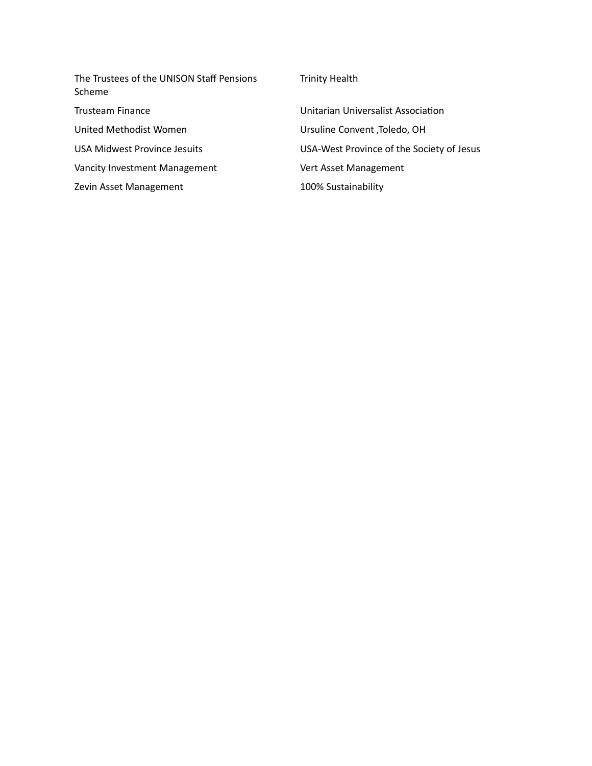| | |
|---|---|
| The Trustees of the UNISON Staff Pensions Scheme | Trinity Health |
| Trusteam Finance | Unitarian Universalist Association |
| United Methodist Women | Ursuline Convent ,Toledo, OH |
| USA Midwest Province Jesuits | USA-West Province of the Society of Jesus |
| Vancity Investment Management | Vert Asset Management |
| Zevin Asset Management | 100% Sustainability |